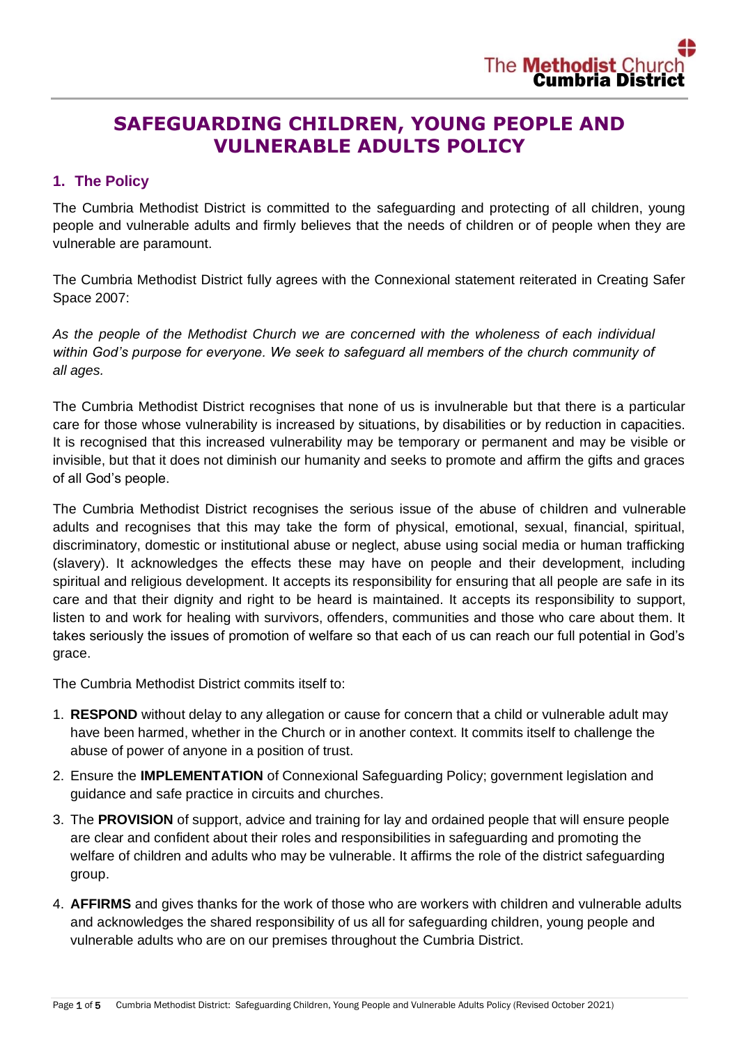# SAFEGUARDING CHILDREN, YOUNG PEOPLE AND VULNERABLE ADULTS POLICY

## 1. The Policy

The Cumbria Methodist District is committed to the safeguarding and protecting of all children, young people and vulnerable adults and firmly believes that the needs of children or of people when they are vulnerable are paramount.

The Cumbria Methodist District fully agrees with the Connexional statement reiterated in Creating Safer Space 2007:

*As the people of the Methodist Church we are concerned with the wholeness of each individual within God's purpose for everyone. We seek to safeguard all members of the church community of all ages.*

The Cumbria Methodist District recognises that none of us is invulnerable but that there is a particular care for those whose vulnerability is increased by situations, by disabilities or by reduction in capacities. It is recognised that this increased vulnerability may be temporary or permanent and may be visible or invisible, but that it does not diminish our humanity and seeks to promote and affirm the gifts and graces of all God's people.

The Cumbria Methodist District recognises the serious issue of the abuse of children and vulnerable adults and recognises that this may take the form of physical, emotional, sexual, financial, spiritual, discriminatory, domestic or institutional abuse or neglect, abuse using social media or human trafficking (slavery). It acknowledges the effects these may have on people and their development, including spiritual and religious development. It accepts its responsibility for ensuring that all people are safe in its care and that their dignity and right to be heard is maintained. It accepts its responsibility to support, listen to and work for healing with survivors, offenders, communities and those who care about them. It takes seriously the issues of promotion of welfare so that each of us can reach our full potential in God's grace.

The Cumbria Methodist District commits itself to:

1. **RESPOND** without delay to any allegation or cause for concern that a child or vulnerable adult may have been harmed, whether in the Church or in another context. It commits itself to challenge the abuse of power of anyone in a position of trust.
2. Ensure the **IMPLEMENTATION** of Connexional Safeguarding Policy; government legislation and guidance and safe practice in circuits and churches.
3. The **PROVISION** of support, advice and training for lay and ordained people that will ensure people are clear and confident about their roles and responsibilities in safeguarding and promoting the welfare of children and adults who may be vulnerable. It affirms the role of the district safeguarding group.
4. **AFFIRMS** and gives thanks for the work of those who are workers with children and vulnerable adults and acknowledges the shared responsibility of us all for safeguarding children, young people and vulnerable adults who are on our premises throughout the Cumbria District.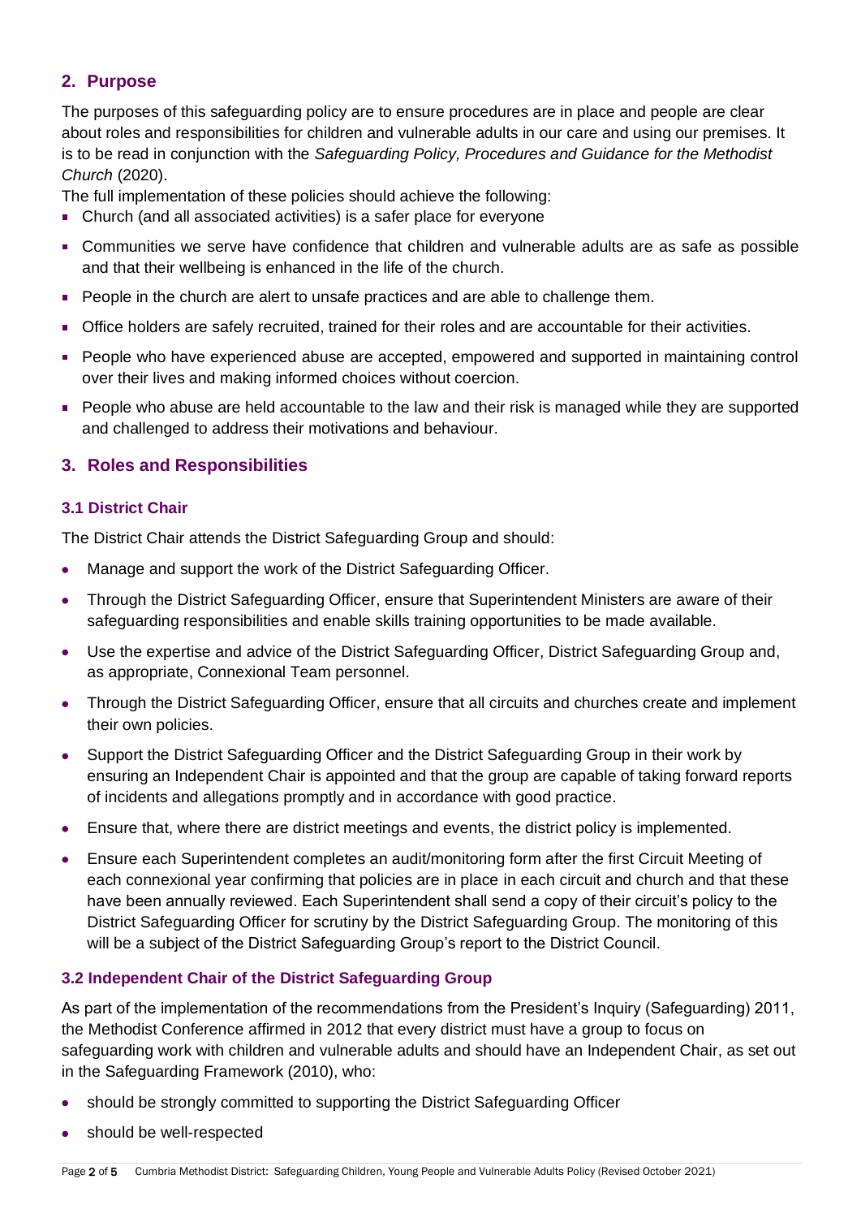## 2. Purpose

The purposes of this safeguarding policy are to ensure procedures are in place and people are clear about roles and responsibilities for children and vulnerable adults in our care and using our premises. It is to be read in conjunction with the *Safeguarding Policy, Procedures and Guidance for the Methodist Church* (2020).

The full implementation of these policies should achieve the following:

- Church (and all associated activities) is a safer place for everyone
- Communities we serve have confidence that children and vulnerable adults are as safe as possible and that their wellbeing is enhanced in the life of the church.
- People in the church are alert to unsafe practices and are able to challenge them.
- Office holders are safely recruited, trained for their roles and are accountable for their activities.
- People who have experienced abuse are accepted, empowered and supported in maintaining control over their lives and making informed choices without coercion.
- People who abuse are held accountable to the law and their risk is managed while they are supported and challenged to address their motivations and behaviour.

## 3. Roles and Responsibilities

### 3.1 District Chair

The District Chair attends the District Safeguarding Group and should:

- Manage and support the work of the District Safeguarding Officer.
- Through the District Safeguarding Officer, ensure that Superintendent Ministers are aware of their safeguarding responsibilities and enable skills training opportunities to be made available.
- Use the expertise and advice of the District Safeguarding Officer, District Safeguarding Group and, as appropriate, Connexional Team personnel.
- Through the District Safeguarding Officer, ensure that all circuits and churches create and implement their own policies.
- Support the District Safeguarding Officer and the District Safeguarding Group in their work by ensuring an Independent Chair is appointed and that the group are capable of taking forward reports of incidents and allegations promptly and in accordance with good practice.
- Ensure that, where there are district meetings and events, the district policy is implemented.
- Ensure each Superintendent completes an audit/monitoring form after the first Circuit Meeting of each connexional year confirming that policies are in place in each circuit and church and that these have been annually reviewed. Each Superintendent shall send a copy of their circuit's policy to the District Safeguarding Officer for scrutiny by the District Safeguarding Group. The monitoring of this will be a subject of the District Safeguarding Group's report to the District Council.

### 3.2 Independent Chair of the District Safeguarding Group

As part of the implementation of the recommendations from the President's Inquiry (Safeguarding) 2011, the Methodist Conference affirmed in 2012 that every district must have a group to focus on safeguarding work with children and vulnerable adults and should have an Independent Chair, as set out in the Safeguarding Framework (2010), who:

- should be strongly committed to supporting the District Safeguarding Officer
- should be well-respected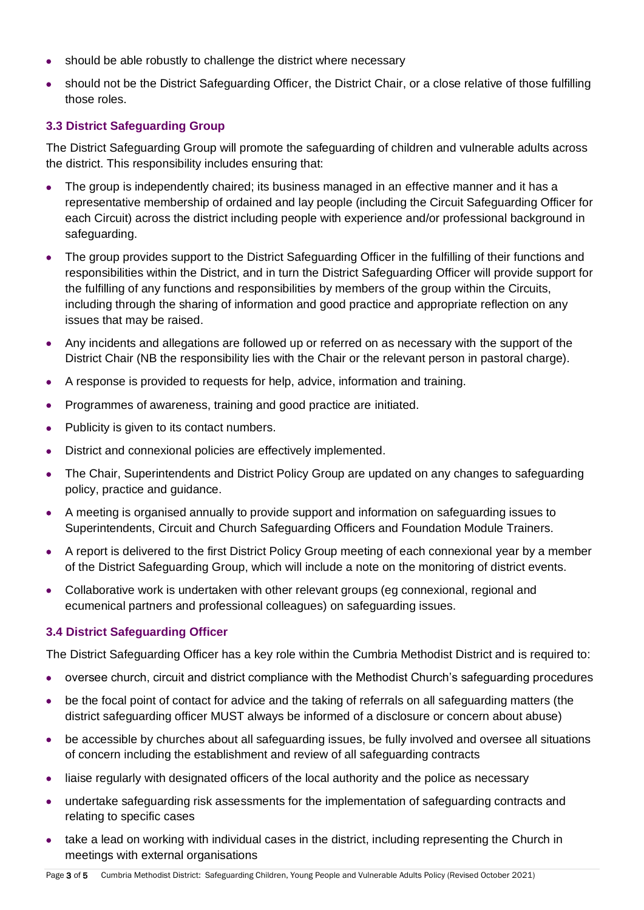- should be able robustly to challenge the district where necessary
- should not be the District Safeguarding Officer, the District Chair, or a close relative of those fulfilling those roles.

### 3.3 District Safeguarding Group

The District Safeguarding Group will promote the safeguarding of children and vulnerable adults across the district. This responsibility includes ensuring that:

- The group is independently chaired; its business managed in an effective manner and it has a representative membership of ordained and lay people (including the Circuit Safeguarding Officer for each Circuit) across the district including people with experience and/or professional background in safeguarding.
- The group provides support to the District Safeguarding Officer in the fulfilling of their functions and responsibilities within the District, and in turn the District Safeguarding Officer will provide support for the fulfilling of any functions and responsibilities by members of the group within the Circuits, including through the sharing of information and good practice and appropriate reflection on any issues that may be raised.
- Any incidents and allegations are followed up or referred on as necessary with the support of the District Chair (NB the responsibility lies with the Chair or the relevant person in pastoral charge).
- A response is provided to requests for help, advice, information and training.
- Programmes of awareness, training and good practice are initiated.
- Publicity is given to its contact numbers.
- District and connexional policies are effectively implemented.
- The Chair, Superintendents and District Policy Group are updated on any changes to safeguarding policy, practice and guidance.
- A meeting is organised annually to provide support and information on safeguarding issues to Superintendents, Circuit and Church Safeguarding Officers and Foundation Module Trainers.
- A report is delivered to the first District Policy Group meeting of each connexional year by a member of the District Safeguarding Group, which will include a note on the monitoring of district events.
- Collaborative work is undertaken with other relevant groups (eg connexional, regional and ecumenical partners and professional colleagues) on safeguarding issues.

### 3.4 District Safeguarding Officer

The District Safeguarding Officer has a key role within the Cumbria Methodist District and is required to:

- oversee church, circuit and district compliance with the Methodist Church's safeguarding procedures
- be the focal point of contact for advice and the taking of referrals on all safeguarding matters (the district safeguarding officer MUST always be informed of a disclosure or concern about abuse)
- be accessible by churches about all safeguarding issues, be fully involved and oversee all situations of concern including the establishment and review of all safeguarding contracts
- liaise regularly with designated officers of the local authority and the police as necessary
- undertake safeguarding risk assessments for the implementation of safeguarding contracts and relating to specific cases
- take a lead on working with individual cases in the district, including representing the Church in meetings with external organisations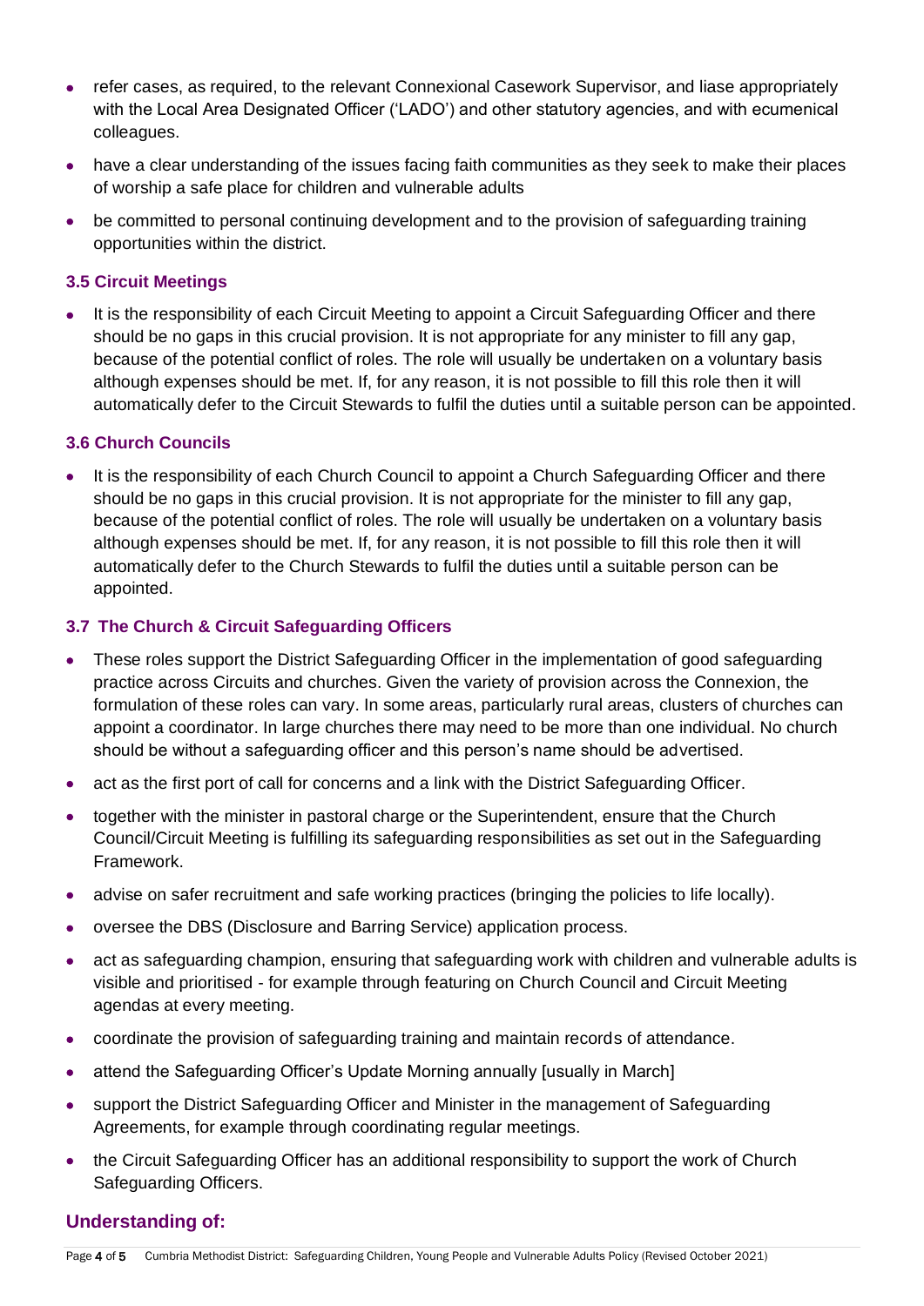- refer cases, as required, to the relevant Connexional Casework Supervisor, and liase appropriately with the Local Area Designated Officer ('LADO') and other statutory agencies, and with ecumenical colleagues.
- have a clear understanding of the issues facing faith communities as they seek to make their places of worship a safe place for children and vulnerable adults
- be committed to personal continuing development and to the provision of safeguarding training opportunities within the district.

### 3.5 Circuit Meetings

- It is the responsibility of each Circuit Meeting to appoint a Circuit Safeguarding Officer and there should be no gaps in this crucial provision. It is not appropriate for any minister to fill any gap, because of the potential conflict of roles. The role will usually be undertaken on a voluntary basis although expenses should be met. If, for any reason, it is not possible to fill this role then it will automatically defer to the Circuit Stewards to fulfil the duties until a suitable person can be appointed.

### 3.6 Church Councils

- It is the responsibility of each Church Council to appoint a Church Safeguarding Officer and there should be no gaps in this crucial provision. It is not appropriate for the minister to fill any gap, because of the potential conflict of roles. The role will usually be undertaken on a voluntary basis although expenses should be met. If, for any reason, it is not possible to fill this role then it will automatically defer to the Church Stewards to fulfil the duties until a suitable person can be appointed.

### 3.7 The Church & Circuit Safeguarding Officers

- These roles support the District Safeguarding Officer in the implementation of good safeguarding practice across Circuits and churches. Given the variety of provision across the Connexion, the formulation of these roles can vary. In some areas, particularly rural areas, clusters of churches can appoint a coordinator. In large churches there may need to be more than one individual. No church should be without a safeguarding officer and this person's name should be advertised.
- act as the first port of call for concerns and a link with the District Safeguarding Officer.
- together with the minister in pastoral charge or the Superintendent, ensure that the Church Council/Circuit Meeting is fulfilling its safeguarding responsibilities as set out in the Safeguarding Framework.
- advise on safer recruitment and safe working practices (bringing the policies to life locally).
- oversee the DBS (Disclosure and Barring Service) application process.
- act as safeguarding champion, ensuring that safeguarding work with children and vulnerable adults is visible and prioritised - for example through featuring on Church Council and Circuit Meeting agendas at every meeting.
- coordinate the provision of safeguarding training and maintain records of attendance.
- attend the Safeguarding Officer's Update Morning annually [usually in March]
- support the District Safeguarding Officer and Minister in the management of Safeguarding Agreements, for example through coordinating regular meetings.
- the Circuit Safeguarding Officer has an additional responsibility to support the work of Church Safeguarding Officers.

## Understanding of: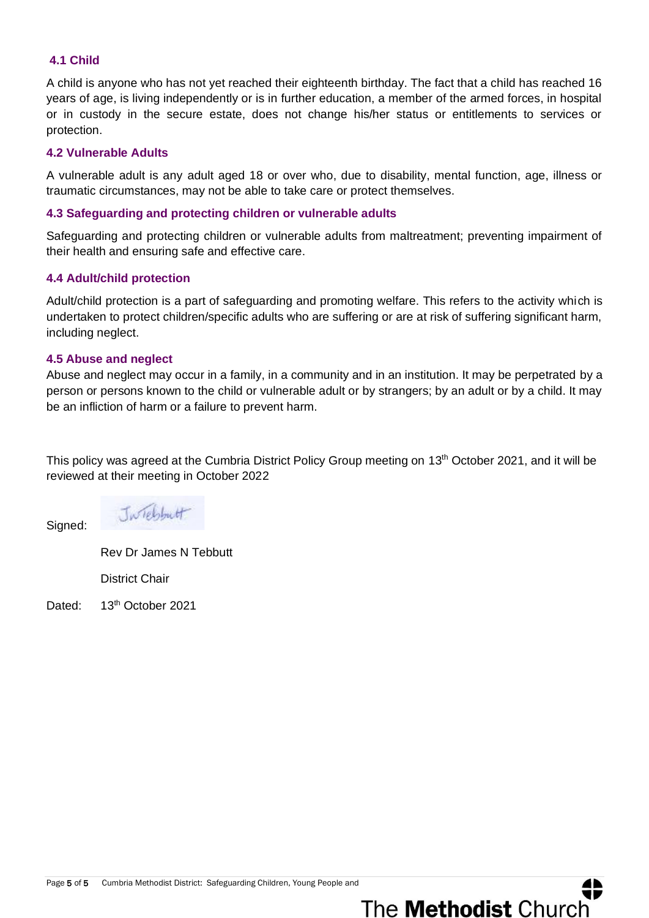### 4.1 Child

A child is anyone who has not yet reached their eighteenth birthday. The fact that a child has reached 16 years of age, is living independently or is in further education, a member of the armed forces, in hospital or in custody in the secure estate, does not change his/her status or entitlements to services or protection.

### 4.2 Vulnerable Adults

A vulnerable adult is any adult aged 18 or over who, due to disability, mental function, age, illness or traumatic circumstances, may not be able to take care or protect themselves.

### 4.3 Safeguarding and protecting children or vulnerable adults

Safeguarding and protecting children or vulnerable adults from maltreatment; preventing impairment of their health and ensuring safe and effective care.

### 4.4 Adult/child protection

Adult/child protection is a part of safeguarding and promoting welfare. This refers to the activity which is undertaken to protect children/specific adults who are suffering or are at risk of suffering significant harm, including neglect.

### 4.5 Abuse and neglect

Abuse and neglect may occur in a family, in a community and in an institution. It may be perpetrated by a person or persons known to the child or vulnerable adult or by strangers; by an adult or by a child. It may be an infliction of harm or a failure to prevent harm.

This policy was agreed at the Cumbria District Policy Group meeting on 13th October 2021, and it will be reviewed at their meeting in October 2022

Signed: J W Tebbutt

Rev Dr James N Tebbutt

District Chair

Dated: 13th October 2021